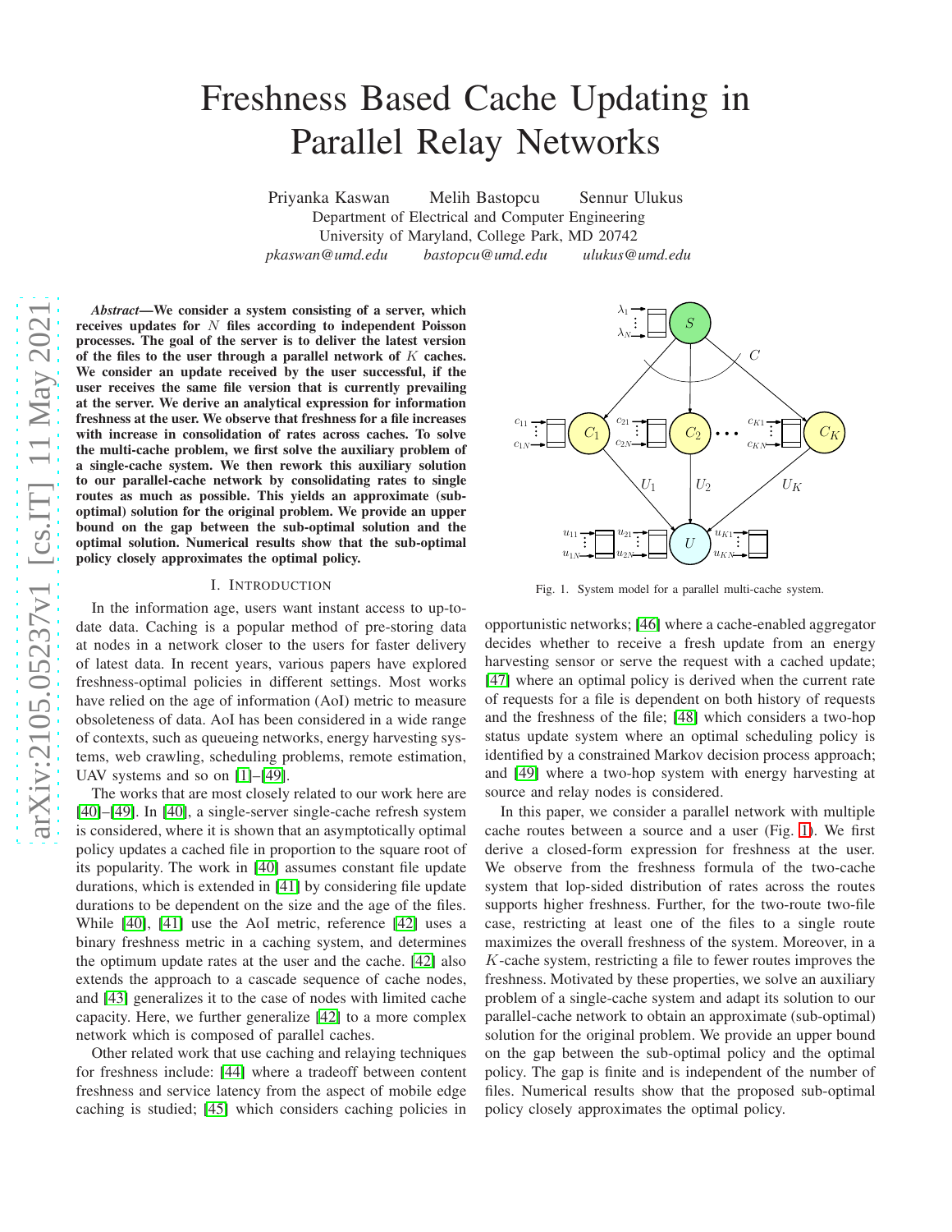# Freshness Based Cache Updating in Parallel Relay Networks

Priyanka Kaswan   Melih Bastopcu   Sennur Ulukus
Department of Electrical and Computer Engineering
University of Maryland, College Park, MD 20742
*pkaswan@umd.edu*   *bastopcu@umd.edu*   *ulukus@umd.edu*

***Abstract*—We consider a system consisting of a server, which receives updates for $N$ files according to independent Poisson processes. The goal of the server is to deliver the latest version of the files to the user through a parallel network of $K$ caches. We consider an update received by the user successful, if the user receives the same file version that is currently prevailing at the server. We derive an analytical expression for information freshness at the user. We observe that freshness for a file increases with increase in consolidation of rates across caches. To solve the multi-cache problem, we first solve the auxiliary problem of a single-cache system. We then rework this auxiliary solution to our parallel-cache network by consolidating rates to single routes as much as possible. This yields an approximate (sub-optimal) solution for the original problem. We provide an upper bound on the gap between the sub-optimal solution and the optimal solution. Numerical results show that the sub-optimal policy closely approximates the optimal policy.**

## I. Introduction

In the information age, users want instant access to up-to-date data. Caching is a popular method of pre-storing data at nodes in a network closer to the users for faster delivery of latest data. In recent years, various papers have explored freshness-optimal policies in different settings. Most works have relied on the age of information (AoI) metric to measure obsoleteness of data. AoI has been considered in a wide range of contexts, such as queueing networks, energy harvesting systems, web crawling, scheduling problems, remote estimation, UAV systems and so on [1]–[49].

The works that are most closely related to our work here are [40]–[49]. In [40], a single-server single-cache refresh system is considered, where it is shown that an asymptotically optimal policy updates a cached file in proportion to the square root of its popularity. The work in [40] assumes constant file update durations, which is extended in [41] by considering file update durations to be dependent on the size and the age of the files. While [40], [41] use the AoI metric, reference [42] uses a binary freshness metric in a caching system, and determines the optimum update rates at the user and the cache. [42] also extends the approach to a cascade sequence of cache nodes, and [43] generalizes it to the case of nodes with limited cache capacity. Here, we further generalize [42] to a more complex network which is composed of parallel caches.

Other related work that use caching and relaying techniques for freshness include: [44] where a tradeoff between content freshness and service latency from the aspect of mobile edge caching is studied; [45] which considers caching policies in opportunistic networks; [46] where a cache-enabled aggregator decides whether to receive a fresh update from an energy harvesting sensor or serve the request with a cached update; [47] where an optimal policy is derived when the current rate of requests for a file is dependent on both history of requests and the freshness of the file; [48] which considers a two-hop status update system where an optimal scheduling policy is identified by a constrained Markov decision process approach; and [49] where a two-hop system with energy harvesting at source and relay nodes is considered.

Fig. 1. System model for a parallel multi-cache system.

In this paper, we consider a parallel network with multiple cache routes between a source and a user (Fig. 1). We first derive a closed-form expression for freshness at the user. We observe from the freshness formula of the two-cache system that lop-sided distribution of rates across the routes supports higher freshness. Further, for the two-route two-file case, restricting at least one of the files to a single route maximizes the overall freshness of the system. Moreover, in a $K$-cache system, restricting a file to fewer routes improves the freshness. Motivated by these properties, we solve an auxiliary problem of a single-cache system and adapt its solution to our parallel-cache network to obtain an approximate (sub-optimal) solution for the original problem. We provide an upper bound on the gap between the sub-optimal policy and the optimal policy. The gap is finite and is independent of the number of files. Numerical results show that the proposed sub-optimal policy closely approximates the optimal policy.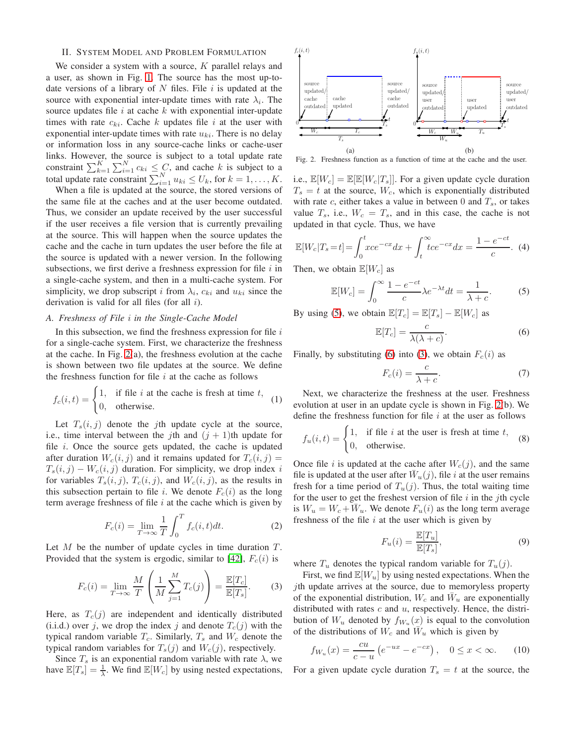## II. System Model and Problem Formulation

We consider a system with a source, $K$ parallel relays and a user, as shown in Fig. 1. The source has the most up-to-date versions of a library of $N$ files. File $i$ is updated at the source with exponential inter-update times with rate $\lambda_i$. The source updates file $i$ at cache $k$ with exponential inter-update times with rate $c_{ki}$. Cache $k$ updates file $i$ at the user with exponential inter-update times with rate $u_{ki}$. There is no delay or information loss in any source-cache links or cache-user links. However, the source is subject to a total update rate constraint $\sum_{k=1}^{K}\sum_{i=1}^{N} c_{ki} \leq C$, and cache $k$ is subject to a total update rate constraint $\sum_{i=1}^{N} u_{ki} \leq U_k$, for $k = 1, \dots, K$.

When a file is updated at the source, the stored versions of the same file at the caches and at the user become outdated. Thus, we consider an update received by the user successful if the user receives a file version that is currently prevailing at the source. This will happen when the source updates the cache and the cache in turn updates the user before the file at the source is updated with a newer version. In the following subsections, we first derive a freshness expression for file $i$ in a single-cache system, and then in a multi-cache system. For simplicity, we drop subscript $i$ from $\lambda_i$, $c_{ki}$ and $u_{ki}$ since the derivation is valid for all files (for all $i$).

### A. Freshness of File $i$ in the Single-Cache Model

In this subsection, we find the freshness expression for file $i$ for a single-cache system. First, we characterize the freshness at the cache. In Fig. 2(a), the freshness evolution at the cache is shown between two file updates at the source. We define the freshness function for file $i$ at the cache as follows

$$f_c(i,t) = \begin{cases} 1, & \text{if file } i \text{ at the cache is fresh at time } t, \\ 0, & \text{otherwise.} \end{cases} \quad (1)$$

Let $T_s(i,j)$ denote the $j$th update cycle at the source, i.e., time interval between the $j$th and $(j+1)$th update for file $i$. Once the source gets updated, the cache is updated after duration $W_c(i,j)$ and it remains updated for $T_c(i,j) = T_s(i,j) - W_c(i,j)$ duration. For simplicity, we drop index $i$ for variables $T_s(i,j)$, $T_c(i,j)$, and $W_c(i,j)$, as the results in this subsection pertain to file $i$. We denote $F_c(i)$ as the long term average freshness of file $i$ at the cache which is given by

$$F_c(i) = \lim_{T\to\infty} \frac{1}{T}\int_0^T f_c(i,t)dt. \quad (2)$$

Let $M$ be the number of update cycles in time duration $T$. Provided that the system is ergodic, similar to [42], $F_c(i)$ is

$$F_c(i) = \lim_{T\to\infty} \frac{M}{T}\left(\frac{1}{M}\sum_{j=1}^{M} T_c(j)\right) = \frac{\mathbb{E}[T_c]}{\mathbb{E}[T_s]}. \quad (3)$$

Here, as $T_c(j)$ are independent and identically distributed (i.i.d.) over $j$, we drop the index $j$ and denote $T_c(j)$ with the typical random variable $T_c$. Similarly, $T_s$ and $W_c$ denote the typical random variables for $T_s(j)$ and $W_c(j)$, respectively.

Since $T_s$ is an exponential random variable with rate $\lambda$, we have $\mathbb{E}[T_s] = \frac{1}{\lambda}$. We find $\mathbb{E}[W_c]$ by using nested expectations, i.e., $\mathbb{E}[W_c] = \mathbb{E}[\mathbb{E}[W_c|T_s]]$. For a given update cycle duration $T_s = t$ at the source, $W_c$, which is exponentially distributed with rate $c$, either takes a value in between $0$ and $T_s$, or takes value $T_s$, i.e., $W_c = T_s$, and in this case, the cache is not updated in that cycle. Thus, we have

$$\mathbb{E}[W_c|T_s = t] = \int_0^t xce^{-cx}dx + \int_t^\infty tce^{-cx}dx = \frac{1-e^{-ct}}{c}. \quad (4)$$

Then, we obtain $\mathbb{E}[W_c]$ as

$$\mathbb{E}[W_c] = \int_0^\infty \frac{1-e^{-ct}}{c}\lambda e^{-\lambda t}dt = \frac{1}{\lambda+c}. \quad (5)$$

By using (5), we obtain $\mathbb{E}[T_c] = \mathbb{E}[T_s] - \mathbb{E}[W_c]$ as

$$\mathbb{E}[T_c] = \frac{c}{\lambda(\lambda+c)}. \quad (6)$$

Finally, by substituting (6) into (3), we obtain $F_c(i)$ as

$$F_c(i) = \frac{c}{\lambda+c}. \quad (7)$$

Fig. 2. Freshness function as a function of time at the cache and the user.

Next, we characterize the freshness at the user. Freshness evolution at user in an update cycle is shown in Fig. 2(b). We define the freshness function for file $i$ at the user as follows

$$f_u(i,t) = \begin{cases} 1, & \text{if file } i \text{ at the user is fresh at time } t, \\ 0, & \text{otherwise.} \end{cases} \quad (8)$$

Once file $i$ is updated at the cache after $W_c(j)$, and the same file is updated at the user after $\bar{W}_u(j)$, file $i$ at the user remains fresh for a time period of $T_u(j)$. Thus, the total waiting time for the user to get the freshest version of file $i$ in the $j$th cycle is $W_u = W_c + \bar{W}_u$. We denote $F_u(i)$ as the long term average freshness of the file $i$ at the user which is given by

$$F_u(i) = \frac{\mathbb{E}[T_u]}{\mathbb{E}[T_s]}, \quad (9)$$

where $T_u$ denotes the typical random variable for $T_u(j)$.

First, we find $\mathbb{E}[W_u]$ by using nested expectations. When the $j$th update arrives at the source, due to memoryless property of the exponential distribution, $W_c$ and $\bar{W}_u$ are exponentially distributed with rates $c$ and $u$, respectively. Hence, the distribution of $W_u$ denoted by $f_{W_u}(x)$ is equal to the convolution of the distributions of $W_c$ and $\bar{W}_u$ which is given by

$$f_{W_u}(x) = \frac{cu}{c-u}\left(e^{-ux} - e^{-cx}\right), \quad 0 \leq x < \infty. \quad (10)$$

For a given update cycle duration $T_s = t$ at the source, the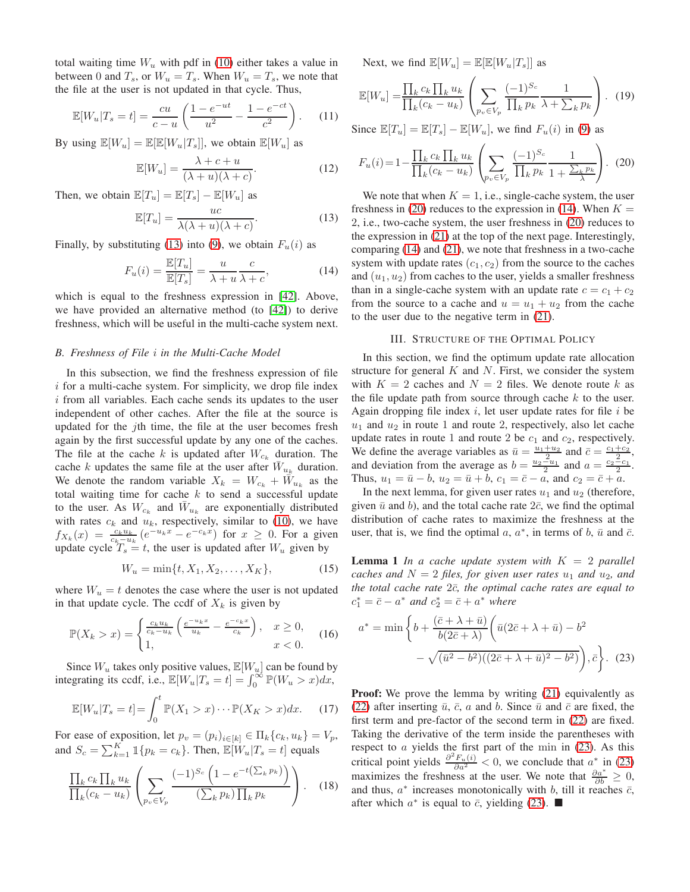total waiting time $W_u$ with pdf in (10) either takes a value in between 0 and $T_s$, or $W_u = T_s$. When $W_u = T_s$, we note that the file at the user is not updated in that cycle. Thus,

$$\mathbb{E}[W_u|T_s = t] = \frac{cu}{c-u}\left(\frac{1-e^{-ut}}{u^2} - \frac{1-e^{-ct}}{c^2}\right). \quad (11)$$

By using $\mathbb{E}[W_u] = \mathbb{E}[\mathbb{E}[W_u|T_s]]$, we obtain $\mathbb{E}[W_u]$ as

$$\mathbb{E}[W_u] = \frac{\lambda + c + u}{(\lambda+u)(\lambda+c)}. \quad (12)$$

Then, we obtain $\mathbb{E}[T_u] = \mathbb{E}[T_s] - \mathbb{E}[W_u]$ as

$$\mathbb{E}[T_u] = \frac{uc}{\lambda(\lambda+u)(\lambda+c)}. \quad (13)$$

Finally, by substituting (13) into (9), we obtain $F_u(i)$ as

$$F_u(i) = \frac{\mathbb{E}[T_u]}{\mathbb{E}[T_s]} = \frac{u}{\lambda+u}\frac{c}{\lambda+c}, \quad (14)$$

which is equal to the freshness expression in [42]. Above, we have provided an alternative method (to [42]) to derive freshness, which will be useful in the multi-cache system next.

### B. Freshness of File $i$ in the Multi-Cache Model

In this subsection, we find the freshness expression of file $i$ for a multi-cache system. For simplicity, we drop file index $i$ from all variables. Each cache sends its updates to the user independent of other caches. After the file at the source is updated for the $j$th time, the file at the user becomes fresh again by the first successful update by any one of the caches. The file at the cache $k$ is updated after $W_{c_k}$ duration. The cache $k$ updates the same file at the user after $\bar{W}_{u_k}$ duration. We denote the random variable $X_k = W_{c_k} + \bar{W}_{u_k}$ as the total waiting time for cache $k$ to send a successful update to the user. As $W_{c_k}$ and $\bar{W}_{u_k}$ are exponentially distributed with rates $c_k$ and $u_k$, respectively, similar to (10), we have $f_{X_k}(x) = \frac{c_k u_k}{c_k - u_k}\left(e^{-u_k x} - e^{-c_k x}\right)$ for $x \geq 0$. For a given update cycle $T_s = t$, the user is updated after $W_u$ given by

$$W_u = \min\{t, X_1, X_2, \ldots, X_K\}, \quad (15)$$

where $W_u = t$ denotes the case where the user is not updated in that update cycle. The ccdf of $X_k$ is given by

$$\mathbb{P}(X_k > x) = \begin{cases} \frac{c_k u_k}{c_k - u_k}\left(\frac{e^{-u_k x}}{u_k} - \frac{e^{-c_k x}}{c_k}\right), & x \geq 0, \\ 1, & x < 0. \end{cases} \quad (16)$$

Since $W_u$ takes only positive values, $\mathbb{E}[W_u]$ can be found by integrating its ccdf, i.e., $\mathbb{E}[W_u|T_s = t] = \int_0^\infty \mathbb{P}(W_u > x)dx$,

$$\mathbb{E}[W_u|T_s = t] = \int_0^t \mathbb{P}(X_1 > x)\cdots\mathbb{P}(X_K > x)dx. \quad (17)$$

For ease of exposition, let $p_v = (p_i)_{i\in[k]} \in \Pi_k\{c_k, u_k\} = V_p$, and $S_c = \sum_{k=1}^K \mathbb{1}\{p_k = c_k\}$. Then, $\mathbb{E}[W_u|T_s = t]$ equals

$$\frac{\prod_k c_k \prod_k u_k}{\prod_k (c_k - u_k)}\left(\sum_{p_v\in V_p}\frac{(-1)^{S_c}\left(1-e^{-t\left(\sum_k p_k\right)}\right)}{\left(\sum_k p_k\right)\prod_k p_k}\right). \quad (18)$$

Next, we find $\mathbb{E}[W_u] = \mathbb{E}[\mathbb{E}[W_u|T_s]]$ as

$$\mathbb{E}[W_u] = \frac{\prod_k c_k \prod_k u_k}{\prod_k (c_k - u_k)}\left(\sum_{p_v\in V_p}\frac{(-1)^{S_c}}{\prod_k p_k}\frac{1}{\lambda + \sum_k p_k}\right). \quad (19)$$

Since $\mathbb{E}[T_u] = \mathbb{E}[T_s] - \mathbb{E}[W_u]$, we find $F_u(i)$ in (9) as

$$F_u(i) = 1 - \frac{\prod_k c_k \prod_k u_k}{\prod_k (c_k - u_k)}\left(\sum_{p_v\in V_p}\frac{(-1)^{S_c}}{\prod_k p_k}\frac{1}{1 + \frac{\sum_k p_k}{\lambda}}\right). \quad (20)$$

We note that when $K = 1$, i.e., single-cache system, the user freshness in (20) reduces to the expression in (14). When $K = 2$, i.e., two-cache system, the user freshness in (20) reduces to the expression in (21) at the top of the next page. Interestingly, comparing (14) and (21), we note that freshness in a two-cache system with update rates $(c_1, c_2)$ from the source to the caches and $(u_1, u_2)$ from caches to the user, yields a smaller freshness than in a single-cache system with an update rate $c = c_1 + c_2$ from the source to a cache and $u = u_1 + u_2$ from the cache to the user due to the negative term in (21).

## III. Structure of the Optimal Policy

In this section, we find the optimum update rate allocation structure for general $K$ and $N$. First, we consider the system with $K = 2$ caches and $N = 2$ files. We denote route $k$ as the file update path from source through cache $k$ to the user. Again dropping file index $i$, let user update rates for file $i$ be $u_1$ and $u_2$ in route 1 and route 2, respectively, also let cache update rates in route 1 and route 2 be $c_1$ and $c_2$, respectively. We define the average variables as $\bar{u} = \frac{u_1+u_2}{2}$ and $\bar{c} = \frac{c_1+c_2}{2}$, and deviation from the average as $b = \frac{u_2-u_1}{2}$ and $a = \frac{c_2-c_1}{2}$. Thus, $u_1 = \bar{u} - b$, $u_2 = \bar{u} + b$, $c_1 = \bar{c} - a$, and $c_2 = \bar{c} + a$.

In the next lemma, for given user rates $u_1$ and $u_2$ (therefore, given $\bar{u}$ and $b$), and the total cache rate $2\bar{c}$, we find the optimal distribution of cache rates to maximize the freshness at the user, that is, we find the optimal $a$, $a^*$, in terms of $b$, $\bar{u}$ and $\bar{c}$.

**Lemma 1** *In a cache update system with $K = 2$ parallel caches and $N = 2$ files, for given user rates $u_1$ and $u_2$, and the total cache rate $2\bar{c}$, the optimal cache rates are equal to $c_1^* = \bar{c} - a^*$ and $c_2^* = \bar{c} + a^*$ where*

$$a^* = \min\Bigg\{b + \frac{(\bar{c}+\lambda+\bar{u})}{b(2\bar{c}+\lambda)}\Big(\bar{u}(2\bar{c}+\lambda+\bar{u}) - b^2 - \sqrt{(\bar{u}^2-b^2)((2\bar{c}+\lambda+\bar{u})^2-b^2)}\Big), \bar{c}\Bigg\}. \quad (23)$$

**Proof:** We prove the lemma by writing (21) equivalently as (22) after inserting $\bar{u}$, $\bar{c}$, $a$ and $b$. Since $\bar{u}$ and $\bar{c}$ are fixed, the first term and pre-factor of the second term in (22) are fixed. Taking the derivative of the term inside the parentheses with respect to $a$ yields the first part of the min in (23). As this critical point yields $\frac{\partial^2 F_u(i)}{\partial a^2} < 0$, we conclude that $a^*$ in (23) maximizes the freshness at the user. We note that $\frac{\partial a^*}{\partial b} \geq 0$, and thus, $a^*$ increases monotonically with $b$, till it reaches $\bar{c}$, after which $a^*$ is equal to $\bar{c}$, yielding (23). ■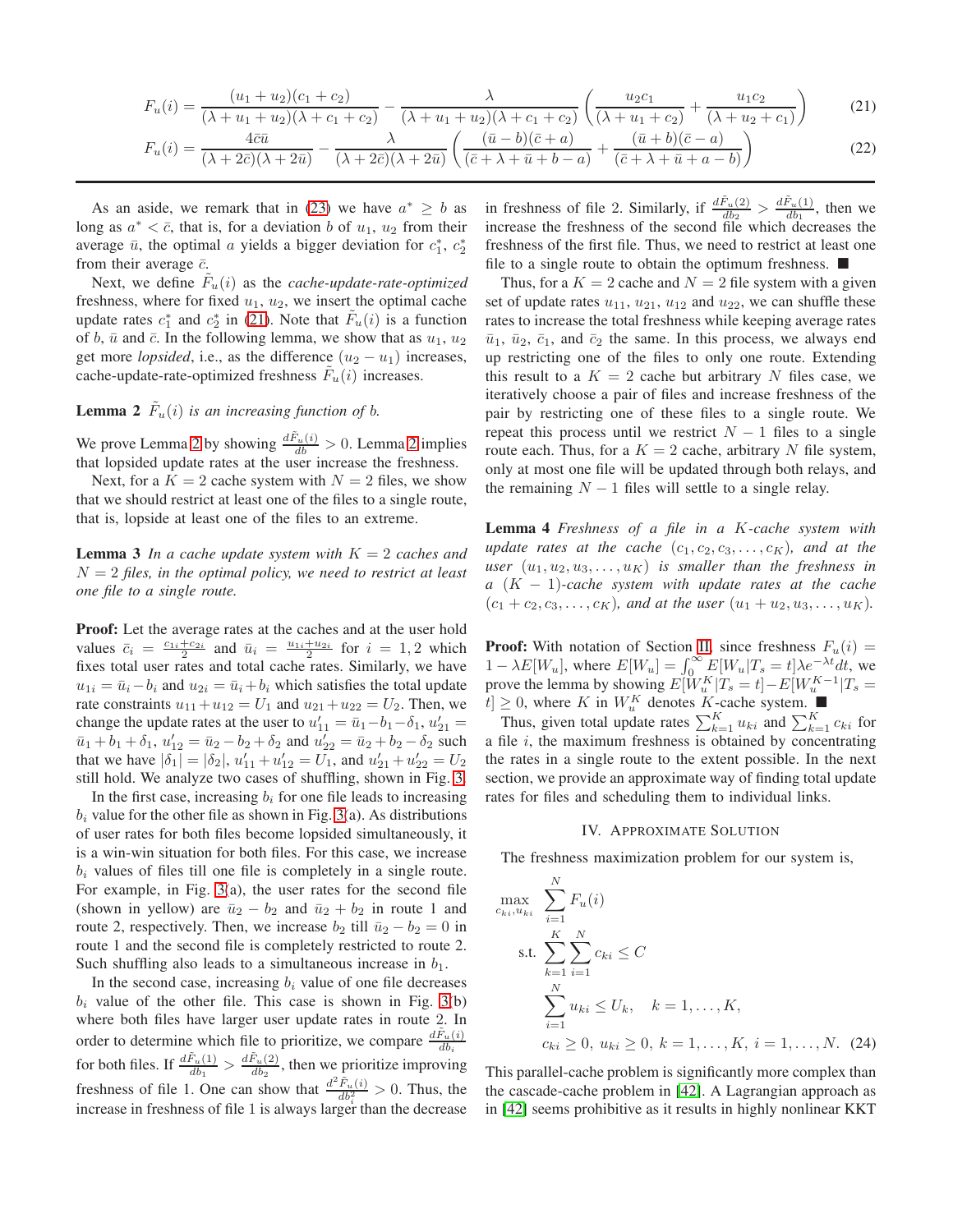$$F_u(i) = \frac{(u_1+u_2)(c_1+c_2)}{(\lambda+u_1+u_2)(\lambda+c_1+c_2)} - \frac{\lambda}{(\lambda+u_1+u_2)(\lambda+c_1+c_2)}\left(\frac{u_2 c_1}{(\lambda+u_1+c_2)} + \frac{u_1 c_2}{(\lambda+u_2+c_1)}\right) \quad (21)$$

$$F_u(i) = \frac{4\bar{c}\bar{u}}{(\lambda+2\bar{c})(\lambda+2\bar{u})} - \frac{\lambda}{(\lambda+2\bar{c})(\lambda+2\bar{u})}\left(\frac{(\bar{u}-b)(\bar{c}+a)}{(\bar{c}+\lambda+\bar{u}+b-a)} + \frac{(\bar{u}+b)(\bar{c}-a)}{(\bar{c}+\lambda+\bar{u}+a-b)}\right) \quad (22)$$

As an aside, we remark that in (23) we have $a^* \geq b$ as long as $a^* < \bar{c}$, that is, for a deviation $b$ of $u_1$, $u_2$ from their average $\bar{u}$, the optimal $a$ yields a bigger deviation for $c_1^*$, $c_2^*$ from their average $\bar{c}$.

Next, we define $\tilde{F}_u(i)$ as the *cache-update-rate-optimized* freshness, where for fixed $u_1$, $u_2$, we insert the optimal cache update rates $c_1^*$ and $c_2^*$ in (21). Note that $\tilde{F}_u(i)$ is a function of $b$, $\bar{u}$ and $\bar{c}$. In the following lemma, we show that as $u_1$, $u_2$ get more *lopsided*, i.e., as the difference $(u_2 - u_1)$ increases, cache-update-rate-optimized freshness $\tilde{F}_u(i)$ increases.

**Lemma 2** *$\tilde{F}_u(i)$ is an increasing function of $b$.*

We prove Lemma 2 by showing $\frac{d\tilde{F}_u(i)}{db} > 0$. Lemma 2 implies that lopsided update rates at the user increase the freshness.

Next, for a $K = 2$ cache system with $N = 2$ files, we show that we should restrict at least one of the files to a single route, that is, lopside at least one of the files to an extreme.

**Lemma 3** *In a cache update system with $K = 2$ caches and $N = 2$ files, in the optimal policy, we need to restrict at least one file to a single route.*

**Proof:** Let the average rates at the caches and at the user hold values $\bar{c}_i = \frac{c_{1i}+c_{2i}}{2}$ and $\bar{u}_i = \frac{u_{1i}+u_{2i}}{2}$ for $i = 1, 2$ which fixes total user rates and total cache rates. Similarly, we have $u_{1i} = \bar{u}_i - b_i$ and $u_{2i} = \bar{u}_i + b_i$ which satisfies the total update rate constraints $u_{11} + u_{12} = U_1$ and $u_{21} + u_{22} = U_2$. Then, we change the update rates at the user to $u'_{11} = \bar{u}_1 - b_1 - \delta_1$, $u'_{21} = \bar{u}_1 + b_1 + \delta_1$, $u'_{12} = \bar{u}_2 - b_2 + \delta_2$ and $u'_{22} = \bar{u}_2 + b_2 - \delta_2$ such that we have $|\delta_1| = |\delta_2|$, $u'_{11} + u'_{12} = U_1$, and $u'_{21} + u'_{22} = U_2$ still hold. We analyze two cases of shuffling, shown in Fig. 3.

In the first case, increasing $b_i$ for one file leads to increasing $b_i$ value for the other file as shown in Fig. 3(a). As distributions of user rates for both files become lopsided simultaneously, it is a win-win situation for both files. For this case, we increase $b_i$ values of files till one file is completely in a single route. For example, in Fig. 3(a), the user rates for the second file (shown in yellow) are $\bar{u}_2 - b_2$ and $\bar{u}_2 + b_2$ in route 1 and route 2, respectively. Then, we increase $b_2$ till $\bar{u}_2 - b_2 = 0$ in route 1 and the second file is completely restricted to route 2. Such shuffling also leads to a simultaneous increase in $b_1$.

In the second case, increasing $b_i$ value of one file decreases $b_i$ value of the other file. This case is shown in Fig. 3(b) where both files have larger user update rates in route 2. In order to determine which file to prioritize, we compare $\frac{d\tilde{F}_u(i)}{db_i}$ for both files. If $\frac{d\tilde{F}_u(1)}{db_1} > \frac{d\tilde{F}_u(2)}{db_2}$, then we prioritize improving freshness of file 1. One can show that $\frac{d^2\tilde{F}_u(i)}{db_i^2} > 0$. Thus, the increase in freshness of file 1 is always larger than the decrease in freshness of file 2. Similarly, if $\frac{d\tilde{F}_u(2)}{db_2} > \frac{d\tilde{F}_u(1)}{db_1}$, then we increase the freshness of the second file which decreases the freshness of the first file. Thus, we need to restrict at least one file to a single route to obtain the optimum freshness. ■

Thus, for a $K = 2$ cache and $N = 2$ file system with a given set of update rates $u_{11}$, $u_{21}$, $u_{12}$ and $u_{22}$, we can shuffle these rates to increase the total freshness while keeping average rates $\bar{u}_1$, $\bar{u}_2$, $\bar{c}_1$, and $\bar{c}_2$ the same. In this process, we always end up restricting one of the files to only one route. Extending this result to a $K = 2$ cache and arbitrary $N$ files case, we iteratively choose a pair of files and increase freshness of the pair by restricting one of these files to a single route. We repeat this process until we restrict $N - 1$ files to a single route each. Thus, for a $K = 2$ cache, arbitrary $N$ file system, only at most one file will be updated through both relays, and the remaining $N - 1$ files will settle to a single relay.

**Lemma 4** *Freshness of a file in a $K$-cache system with update rates at the cache $(c_1, c_2, c_3, \ldots, c_K)$, and at the user $(u_1, u_2, u_3, \ldots, u_K)$ is smaller than the freshness in a $(K-1)$-cache system with update rates at the cache $(c_1 + c_2, c_3, \ldots, c_K)$, and at the user $(u_1 + u_2, u_3, \ldots, u_K)$.*

**Proof:** With notation of Section II, since freshness $F_u(i) = 1 - \lambda E[W_u]$, where $E[W_u] = \int_0^\infty E[W_u | T_s = t]\lambda e^{-\lambda t} dt$, we prove the lemma by showing $E[W_u^K | T_s = t] - E[W_u^{K-1} | T_s = t] \geq 0$, where $K$ in $W_u^K$ denotes $K$-cache system. ■

Thus, given total update rates $\sum_{k=1}^K u_{ki}$ and $\sum_{k=1}^K c_{ki}$ for a file $i$, the maximum freshness is obtained by concentrating the rates in a single route to the extent possible. In the next section, we provide an approximate way of finding total update rates for files and scheduling them to individual links.

## IV. Approximate Solution

The freshness maximization problem for our system is,

$$\begin{aligned}
\max_{c_{ki}, u_{ki}} \quad & \sum_{i=1}^N F_u(i) \\
\text{s.t.} \quad & \sum_{k=1}^K \sum_{i=1}^N c_{ki} \leq C \\
& \sum_{i=1}^N u_{ki} \leq U_k, \quad k = 1, \ldots, K, \\
& c_{ki} \geq 0,\ u_{ki} \geq 0,\ k = 1, \ldots, K,\ i = 1, \ldots, N. \quad (24)
\end{aligned}$$

This parallel-cache problem is significantly more complex than the cascade-cache problem in [42]. A Lagrangian approach as in [42] seems prohibitive as it results in highly nonlinear KKT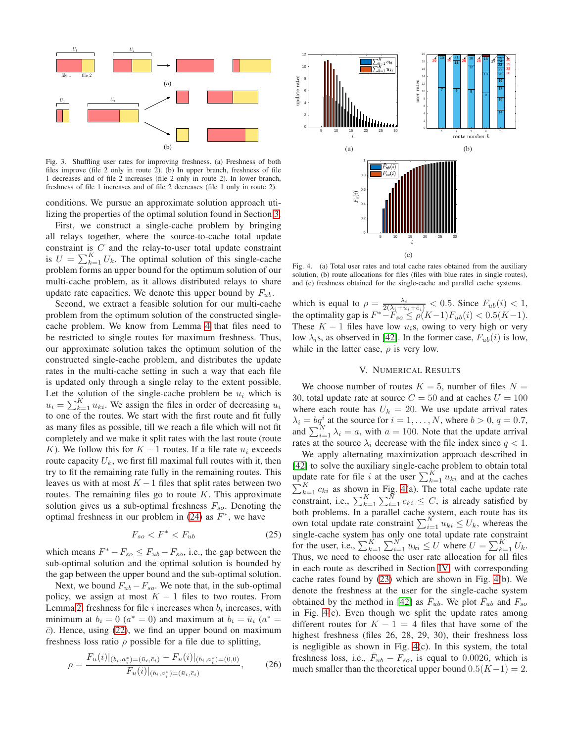Fig. 3. Shuffling user rates for improving freshness. (a) Freshness of both files improve (file 2 only in route 2). (b) In upper branch, freshness of file 1 decreases and of file 2 increases (file 2 only in route 2). In lower branch, freshness of file 1 increases and of file 2 decreases (file 1 only in route 2).

conditions. We pursue an approximate solution approach utilizing the properties of the optimal solution found in Section 3.

First, we construct a single-cache problem by bringing all relays together, where the source-to-cache total update constraint is $C$ and the relay-to-user total update constraint is $U = \sum_{k=1}^{K} U_k$. The optimal solution of this single-cache problem forms an upper bound for the optimum solution of our multi-cache problem, as it allows distributed relays to share update rate capacities. We denote this upper bound by $F_{ub}$.

Second, we extract a feasible solution for our multi-cache problem from the optimum solution of the constructed single-cache problem. We know from Lemma 4 that files need to be restricted to single routes for maximum freshness. Thus, our approximate solution takes the optimum solution of the constructed single-cache problem, and distributes the update rates in the multi-cache setting in such a way that each file is updated only through a single relay to the extent possible. Let the solution of the single-cache problem be $u_i$ which is $u_i = \sum_{k=1}^{K} u_{ki}$. We assign the files in order of decreasing $u_i$ to one of the routes. We start with the first route and fit fully as many files as possible, till we reach a file which will not fit completely and we make it split rates with the last route (route $K$). We follow this for $K-1$ routes. If a file rate $u_i$ exceeds route capacity $U_k$, we first fill maximal full routes with it, then try to fit the remaining rate fully in the remaining routes. This leaves us with at most $K-1$ files that split rates between two routes. The remaining files go to route $K$. This approximate solution gives us a sub-optimal freshness $F_{so}$. Denoting the optimal freshness in our problem in (24) as $F^*$, we have

$$F_{so} < F^* < F_{ub} \tag{25}$$

which means $F^* - F_{so} \leq F_{ub} - F_{so}$, i.e., the gap between the sub-optimal solution and the optimal solution is bounded by the gap between the upper bound and the sub-optimal solution.

Next, we bound $F_{ub} - F_{so}$. We note that, in the sub-optimal policy, we assign at most $K-1$ files to two routes. From Lemma 2, freshness for file $i$ increases when $b_i$ increases, with minimum at $b_i = 0$ ($a^* = 0$) and maximum at $b_i = \bar{u}_i$ ($a^* = \bar{c}$). Hence, using (22), we find an upper bound on maximum freshness loss ratio $\rho$ possible for a file due to splitting,

$$\rho = \frac{F_u(i)|_{(b_i,a_i^*)=(\bar{u}_i,\bar{c}_i)} - F_u(i)|_{(b_i,a_i^*)=(0,0)}}{F_u(i)|_{(b_i,a_i^*)=(\bar{u}_i,\bar{c}_i)}}, \tag{26}$$

Fig. 4. (a) Total user rates and total cache rates obtained from the auxiliary solution, (b) route allocations for files (files with blue rates in single routes), and (c) freshness obtained for the single-cache and parallel cache systems.

which is equal to $\rho = \frac{\lambda_i}{2(\lambda_i + \bar{u}_i + \bar{c}_i)} < 0.5$. Since $F_{ub}(i) < 1$, the optimality gap is $F^* - F_{so} \leq \rho(K-1)F_{ub}(i) < 0.5(K-1)$. These $K-1$ files have low $u_i$s, owing to very high or very low $\lambda_i$s, as observed in [42]. In the former case, $F_{ub}(i)$ is low, while in the latter case, $\rho$ is very low.

## V. Numerical Results

We choose number of routes $K = 5$, number of files $N = 30$, total update rate at source $C = 50$ and at caches $U = 100$ where each route has $U_k = 20$. We use update arrival rates $\lambda_i = bq^i$ at the source for $i = 1, \ldots, N$, where $b > 0$, $q = 0.7$, and $\sum_{i=1}^{N} \lambda_i = a$, with $a = 100$. Note that the update arrival rates at the source $\lambda_i$ decrease with the file index since $q < 1$.

We apply alternating maximization approach described in [42] to solve the auxiliary single-cache problem to obtain total update rate for file $i$ at the user $\sum_{k=1}^{K} u_{ki}$ and at the caches $\sum_{k=1}^{K} c_{ki}$ as shown in Fig. 4(a). The total cache update rate constraint, i.e., $\sum_{k=1}^{K}\sum_{i=1}^{N} c_{ki} \leq C$, is already satisfied by both problems. In a parallel cache system, each route has its own total update rate constraint $\sum_{i=1}^{N} u_{ki} \leq U_k$, whereas the single-cache system has only one total update rate constraint for the user, i.e., $\sum_{k=1}^{K}\sum_{i=1}^{N} u_{ki} \leq U$ where $U = \sum_{k=1}^{K} U_k$. Thus, we need to choose the user rate allocation for all files in each route as described in Section IV, with corresponding cache rates found by (23) which are shown in Fig. 4(b). We denote the freshness at the user for the single-cache system obtained by the method in [42] as $\bar{F}_{ub}$. We plot $\bar{F}_{ub}$ and $F_{so}$ in Fig. 4(c). Even though we split the update rates among different routes for $K-1 = 4$ files that have some of the highest freshness (files 26, 28, 29, 30), their freshness loss is negligible as shown in Fig. 4(c). In this system, the total freshness loss, i.e., $\bar{F}_{ub} - F_{so}$, is equal to 0.0026, which is much smaller than the theoretical upper bound $0.5(K-1) = 2$.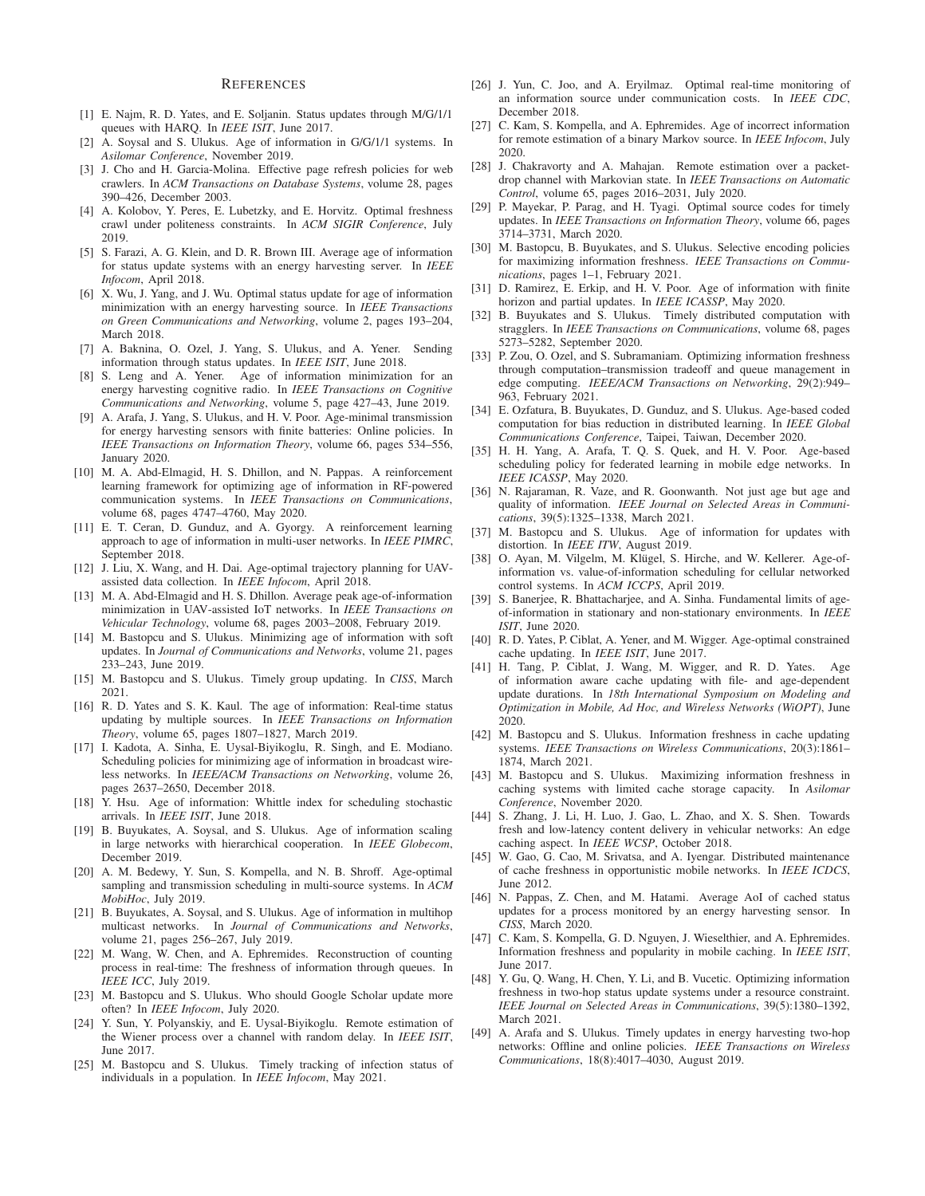# References

[1] E. Najm, R. D. Yates, and E. Soljanin. Status updates through M/G/1/1 queues with HARQ. In *IEEE ISIT*, June 2017.

[2] A. Soysal and S. Ulukus. Age of information in G/G/1/1 systems. In *Asilomar Conference*, November 2019.

[3] J. Cho and H. Garcia-Molina. Effective page refresh policies for web crawlers. In *ACM Transactions on Database Systems*, volume 28, pages 390–426, December 2003.

[4] A. Kolobov, Y. Peres, E. Lubetzky, and E. Horvitz. Optimal freshness crawl under politeness constraints. In *ACM SIGIR Conference*, July 2019.

[5] S. Farazi, A. G. Klein, and D. R. Brown III. Average age of information for status update systems with an energy harvesting server. In *IEEE Infocom*, April 2018.

[6] X. Wu, J. Yang, and J. Wu. Optimal status update for age of information minimization with an energy harvesting source. In *IEEE Transactions on Green Communications and Networking*, volume 2, pages 193–204, March 2018.

[7] A. Baknina, O. Ozel, J. Yang, S. Ulukus, and A. Yener. Sending information through status updates. In *IEEE ISIT*, June 2018.

[8] S. Leng and A. Yener. Age of information minimization for an energy harvesting cognitive radio. In *IEEE Transactions on Cognitive Communications and Networking*, volume 5, page 427–43, June 2019.

[9] A. Arafa, J. Yang, S. Ulukus, and H. V. Poor. Age-minimal transmission for energy harvesting sensors with finite batteries: Online policies. In *IEEE Transactions on Information Theory*, volume 66, pages 534–556, January 2020.

[10] M. A. Abd-Elmagid, H. S. Dhillon, and N. Pappas. A reinforcement learning framework for optimizing age of information in RF-powered communication systems. In *IEEE Transactions on Communications*, volume 68, pages 4747–4760, May 2020.

[11] E. T. Ceran, D. Gunduz, and A. Gyorgy. A reinforcement learning approach to age of information in multi-user networks. In *IEEE PIMRC*, September 2018.

[12] J. Liu, X. Wang, and H. Dai. Age-optimal trajectory planning for UAV-assisted data collection. In *IEEE Infocom*, April 2018.

[13] M. A. Abd-Elmagid and H. S. Dhillon. Average peak age-of-information minimization in UAV-assisted IoT networks. In *IEEE Transactions on Vehicular Technology*, volume 68, pages 2003–2008, February 2019.

[14] M. Bastopcu and S. Ulukus. Minimizing age of information with soft updates. In *Journal of Communications and Networks*, volume 21, pages 233–243, June 2019.

[15] M. Bastopcu and S. Ulukus. Timely group updating. In *CISS*, March 2021.

[16] R. D. Yates and S. K. Kaul. The age of information: Real-time status updating by multiple sources. In *IEEE Transactions on Information Theory*, volume 65, pages 1807–1827, March 2019.

[17] I. Kadota, A. Sinha, E. Uysal-Biyikoglu, R. Singh, and E. Modiano. Scheduling policies for minimizing age of information in broadcast wireless networks. In *IEEE/ACM Transactions on Networking*, volume 26, pages 2637–2650, December 2018.

[18] Y. Hsu. Age of information: Whittle index for scheduling stochastic arrivals. In *IEEE ISIT*, June 2018.

[19] B. Buyukates, A. Soysal, and S. Ulukus. Age of information scaling in large networks with hierarchical cooperation. In *IEEE Globecom*, December 2019.

[20] A. M. Bedewy, Y. Sun, S. Kompella, and N. B. Shroff. Age-optimal sampling and transmission scheduling in multi-source systems. In *ACM MobiHoc*, July 2019.

[21] B. Buyukates, A. Soysal, and S. Ulukus. Age of information in multihop multicast networks. In *Journal of Communications and Networks*, volume 21, pages 256–267, July 2019.

[22] M. Wang, W. Chen, and A. Ephremides. Reconstruction of counting process in real-time: The freshness of information through queues. In *IEEE ICC*, July 2019.

[23] M. Bastopcu and S. Ulukus. Who should Google Scholar update more often? In *IEEE Infocom*, July 2020.

[24] Y. Sun, Y. Polyanskiy, and E. Uysal-Biyikoglu. Remote estimation of the Wiener process over a channel with random delay. In *IEEE ISIT*, June 2017.

[25] M. Bastopcu and S. Ulukus. Timely tracking of infection status of individuals in a population. In *IEEE Infocom*, May 2021.

[26] J. Yun, C. Joo, and A. Eryilmaz. Optimal real-time monitoring of an information source under communication costs. In *IEEE CDC*, December 2018.

[27] C. Kam, S. Kompella, and A. Ephremides. Age of incorrect information for remote estimation of a binary Markov source. In *IEEE Infocom*, July 2020.

[28] J. Chakravorty and A. Mahajan. Remote estimation over a packet-drop channel with Markovian state. In *IEEE Transactions on Automatic Control*, volume 65, pages 2016–2031, July 2020.

[29] P. Mayekar, P. Parag, and H. Tyagi. Optimal source codes for timely updates. In *IEEE Transactions on Information Theory*, volume 66, pages 3714–3731, March 2020.

[30] M. Bastopcu, B. Buyukates, and S. Ulukus. Selective encoding policies for maximizing information freshness. *IEEE Transactions on Communications*, pages 1–1, February 2021.

[31] D. Ramirez, E. Erkip, and H. V. Poor. Age of information with finite horizon and partial updates. In *IEEE ICASSP*, May 2020.

[32] B. Buyukates and S. Ulukus. Timely distributed computation with stragglers. In *IEEE Transactions on Communications*, volume 68, pages 5273–5282, September 2020.

[33] P. Zou, O. Ozel, and S. Subramaniam. Optimizing information freshness through computation–transmission tradeoff and queue management in edge computing. *IEEE/ACM Transactions on Networking*, 29(2):949–963, February 2021.

[34] E. Ozfatura, B. Buyukates, D. Gunduz, and S. Ulukus. Age-based coded computation for bias reduction in distributed learning. In *IEEE Global Communications Conference*, Taipei, Taiwan, December 2020.

[35] H. H. Yang, A. Arafa, T. Q. S. Quek, and H. V. Poor. Age-based scheduling policy for federated learning in mobile edge networks. In *IEEE ICASSP*, May 2020.

[36] N. Rajaraman, R. Vaze, and R. Goonwanth. Not just age but age and quality of information. *IEEE Journal on Selected Areas in Communications*, 39(5):1325–1338, March 2021.

[37] M. Bastopcu and S. Ulukus. Age of information for updates with distortion. In *IEEE ITW*, August 2019.

[38] O. Ayan, M. Vilgelm, M. Klügel, S. Hirche, and W. Kellerer. Age-of-information vs. value-of-information scheduling for cellular networked control systems. In *ACM ICCPS*, April 2019.

[39] S. Banerjee, R. Bhattacharjee, and A. Sinha. Fundamental limits of age-of-information in stationary and non-stationary environments. In *IEEE ISIT*, June 2020.

[40] R. D. Yates, P. Ciblat, A. Yener, and M. Wigger. Age-optimal constrained cache updating. In *IEEE ISIT*, June 2017.

[41] H. Tang, P. Ciblat, J. Wang, M. Wigger, and R. D. Yates. Age of information aware cache updating with file- and age-dependent update durations. In *18th International Symposium on Modeling and Optimization in Mobile, Ad Hoc, and Wireless Networks (WiOPT)*, June 2020.

[42] M. Bastopcu and S. Ulukus. Information freshness in cache updating systems. *IEEE Transactions on Wireless Communications*, 20(3):1861–1874, March 2021.

[43] M. Bastopcu and S. Ulukus. Maximizing information freshness in caching systems with limited cache storage capacity. In *Asilomar Conference*, November 2020.

[44] S. Zhang, J. Li, H. Luo, J. Gao, L. Zhao, and X. S. Shen. Towards fresh and low-latency content delivery in vehicular networks: An edge caching aspect. In *IEEE WCSP*, October 2018.

[45] W. Gao, G. Cao, M. Srivatsa, and A. Iyengar. Distributed maintenance of cache freshness in opportunistic mobile networks. In *IEEE ICDCS*, June 2012.

[46] N. Pappas, Z. Chen, and M. Hatami. Average AoI of cached status updates for a process monitored by an energy harvesting sensor. In *CISS*, March 2020.

[47] C. Kam, S. Kompella, G. D. Nguyen, J. Wieselthier, and A. Ephremides. Information freshness and popularity in mobile caching. In *IEEE ISIT*, June 2017.

[48] Y. Gu, Q. Wang, H. Chen, Y. Li, and B. Vucetic. Optimizing information freshness in two-hop status update systems under a resource constraint. *IEEE Journal on Selected Areas in Communications*, 39(5):1380–1392, March 2021.

[49] A. Arafa and S. Ulukus. Timely updates in energy harvesting two-hop networks: Offline and online policies. *IEEE Transactions on Wireless Communications*, 18(8):4017–4030, August 2019.